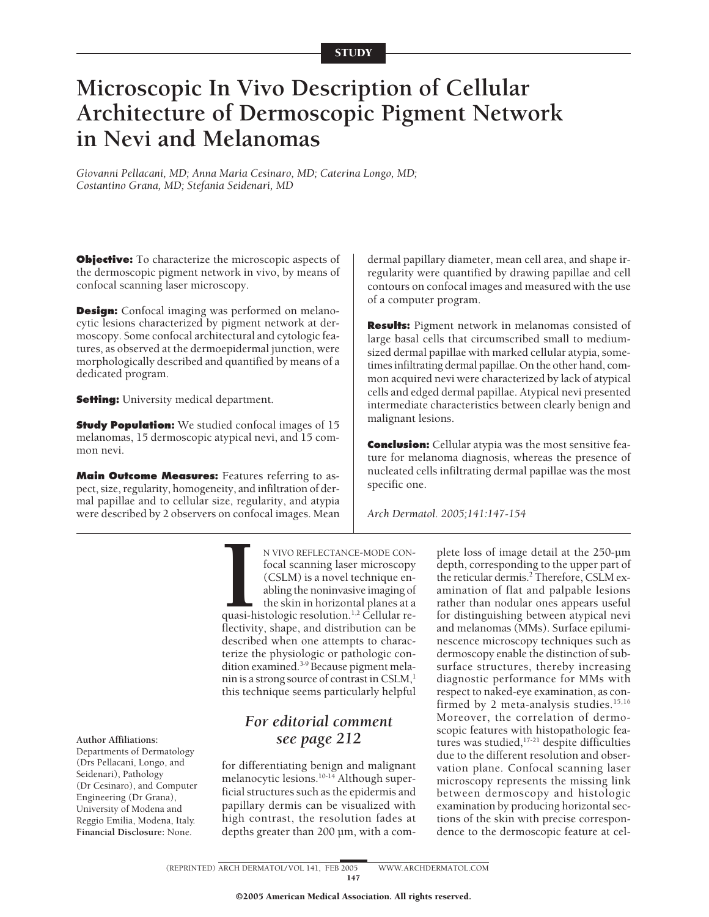STUDY

# Microscopic In Vivo Description of Cellular Architecture of Dermoscopic Pigment Network in Nevi and Melanomas

*Giovanni Pellacani, MD; Anna Maria Cesinaro, MD; Caterina Longo, MD; Costantino Grana, MD; Stefania Seidenari, MD*

**Objective:** To characterize the microscopic aspects of the dermoscopic pigment network in vivo, by means of confocal scanning laser microscopy.

**Design:** Confocal imaging was performed on melanocytic lesions characterized by pigment network at dermoscopy. Some confocal architectural and cytologic features, as observed at the dermoepidermal junction, were morphologically described and quantified by means of a dedicated program.

**Setting:** University medical department.

**Study Population:** We studied confocal images of 15 melanomas, 15 dermoscopic atypical nevi, and 15 common nevi.

**Main Outcome Measures:** Features referring to aspect, size, regularity, homogeneity, and infiltration of dermal papillae and to cellular size, regularity, and atypia were described by 2 observers on confocal images. Mean dermal papillary diameter, mean cell area, and shape irregularity were quantified by drawing papillae and cell contours on confocal images and measured with the use of a computer program.

**Results:** Pigment network in melanomas consisted of large basal cells that circumscribed small to medium-sized dermal papillae with marked cellular atypia, sometimes infiltrating dermal papillae. On the other hand, common acquired nevi were characterized by lack of atypical cells and edged dermal papillae. Atypical nevi presented intermediate characteristics between clearly benign and malignant lesions.

**Conclusion:** Cellular atypia was the most sensitive feature for melanoma diagnosis, whereas the presence of nucleated cells infiltrating dermal papillae was the most specific one.

*Arch Dermatol. 2005;141:147-154*

IN VIVO REFLECTANCE-MODE CONfocal scanning laser microscopy (CSLM) is a novel technique enabling the noninvasive imaging of the skin in horizontal planes at a quasi-histologic resolution.[1,2] Cellular reflectivity, shape, and distribution can be described when one attempts to characterize the physiologic or pathologic condition examined.[3-9] Because pigment melanin is a strong source of contrast in CSLM,[1] this technique seems particularly helpful for differentiating benign and malignant melanocytic lesions.[10-14] Although superficial structures such as the epidermis and papillary dermis can be visualized with high contrast, the resolution fades at depths greater than 200 µm, with a complete loss of image detail at the 250-µm depth, corresponding to the upper part of the reticular dermis.[2] Therefore, CSLM examination of flat and palpable lesions rather than nodular ones appears useful for distinguishing between atypical nevi and melanomas (MMs). Surface epiluminescence microscopy techniques such as dermoscopy enable the distinction of subsurface structures, thereby increasing diagnostic performance for MMs with respect to naked-eye examination, as confirmed by 2 meta-analysis studies.[15,16] Moreover, the correlation of dermoscopic features with histopathologic features was studied,[17-21] despite difficulties due to the different resolution and observation plane. Confocal scanning laser microscopy represents the missing link between dermoscopy and histologic examination by producing horizontal sections of the skin with precise correspondence to the dermoscopic feature at cel-

*For editorial comment see page 212*

**Author Affiliations:** Departments of Dermatology (Drs Pellacani, Longo, and Seidenari), Pathology (Dr Cesinaro), and Computer Engineering (Dr Grana), University of Modena and Reggio Emilia, Modena, Italy.
**Financial Disclosure:** None.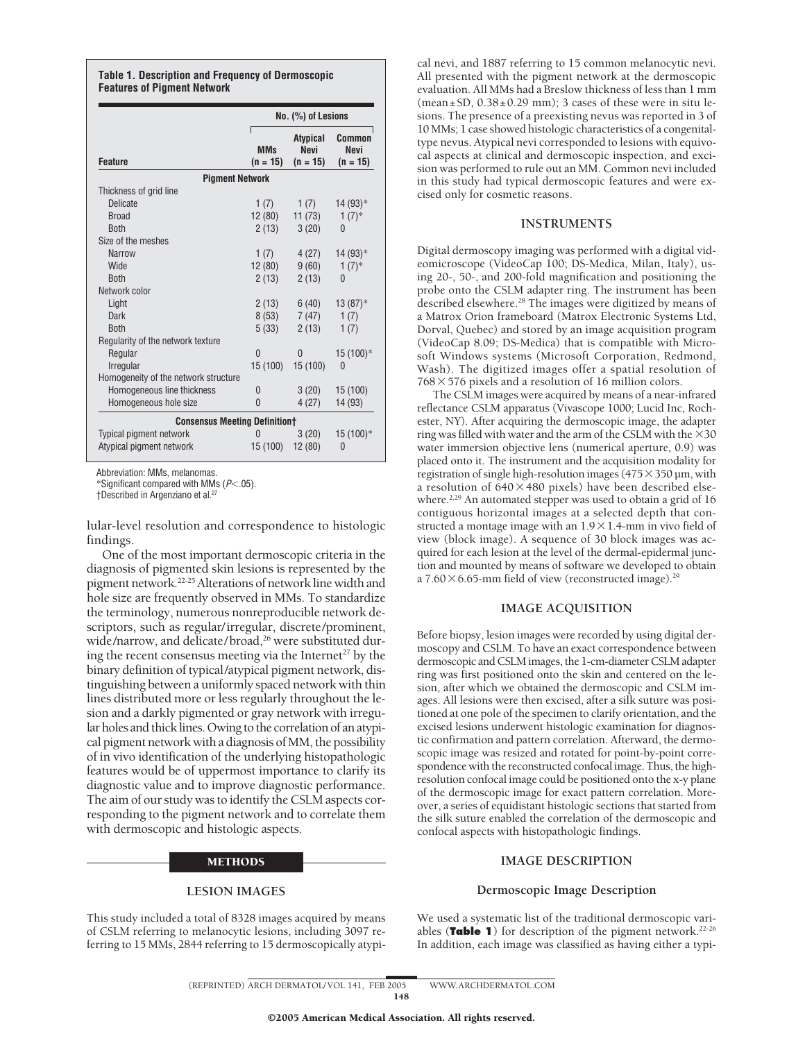**Table 1. Description and Frequency of Dermoscopic Features of Pigment Network**

| Feature | No. (%) of Lesions | | |
|---|---|---|---|
| | MMs (n = 15) | Atypical Nevi (n = 15) | Common Nevi (n = 15) |
| **Pigment Network** | | | |
| Thickness of grid line | | | |
| Delicate | 1 (7) | 1 (7) | 14 (93)* |
| Broad | 12 (80) | 11 (73) | 1 (7)* |
| Both | 2 (13) | 3 (20) | 0 |
| Size of the meshes | | | |
| Narrow | 1 (7) | 4 (27) | 14 (93)* |
| Wide | 12 (80) | 9 (60) | 1 (7)* |
| Both | 2 (13) | 2 (13) | 0 |
| Network color | | | |
| Light | 2 (13) | 6 (40) | 13 (87)* |
| Dark | 8 (53) | 7 (47) | 1 (7) |
| Both | 5 (33) | 2 (13) | 1 (7) |
| Regularity of the network texture | | | |
| Regular | 0 | 0 | 15 (100)* |
| Irregular | 15 (100) | 15 (100) | 0 |
| Homogeneity of the network structure | | | |
| Homogeneous line thickness | 0 | 3 (20) | 15 (100) |
| Homogeneous hole size | 0 | 4 (27) | 14 (93) |
| **Consensus Meeting Definition†** | | | |
| Typical pigment network | 0 | 3 (20) | 15 (100)* |
| Atypical pigment network | 15 (100) | 12 (80) | 0 |

Abbreviation: MMs, melanomas.
*Significant compared with MMs ($P<.05$).
†Described in Argenziano et al.[27]

lular-level resolution and correspondence to histologic findings.

One of the most important dermoscopic criteria in the diagnosis of pigmented skin lesions is represented by the pigment network.[22-25] Alterations of network line width and hole size are frequently observed in MMs. To standardize the terminology, numerous nonreproducible network descriptors, such as regular/irregular, discrete/prominent, wide/narrow, and delicate/broad,[26] were substituted during the recent consensus meeting via the Internet[27] by the binary definition of typical/atypical pigment network, distinguishing between a uniformly spaced network with thin lines distributed more or less regularly throughout the lesion and a darkly pigmented or gray network with irregular holes and thick lines. Owing to the correlation of an atypical pigment network with a diagnosis of MM, the possibility of in vivo identification of the underlying histopathologic features would be of uppermost importance to clarify its diagnostic value and to improve diagnostic performance. The aim of our study was to identify the CSLM aspects corresponding to the pigment network and to correlate them with dermoscopic and histologic aspects.

## METHODS

### LESION IMAGES

This study included a total of 8328 images acquired by means of CSLM referring to melanocytic lesions, including 3097 referring to 15 MMs, 2844 referring to 15 dermoscopically atypical nevi, and 1887 referring to 15 common melanocytic nevi. All presented with the pigment network at the dermoscopic evaluation. All MMs had a Breslow thickness of less than 1 mm (mean±SD, 0.38±0.29 mm); 3 cases of these were in situ lesions. The presence of a preexisting nevus was reported in 3 of 10 MMs; 1 case showed histologic characteristics of a congenital-type nevus. Atypical nevi corresponded to lesions with equivocal aspects at clinical and dermoscopic inspection, and excision was performed to rule out an MM. Common nevi included in this study had typical dermoscopic features and were excised only for cosmetic reasons.

### INSTRUMENTS

Digital dermoscopy imaging was performed with a digital videomicroscope (VideoCap 100; DS-Medica, Milan, Italy), using 20-, 50-, and 200-fold magnification and positioning the probe onto the CSLM adapter ring. The instrument has been described elsewhere.[28] The images were digitized by means of a Matrox Orion frameboard (Matrox Electronic Systems Ltd, Dorval, Quebec) and stored by an image acquisition program (VideoCap 8.09; DS-Medica) that is compatible with Microsoft Windows systems (Microsoft Corporation, Redmond, Wash). The digitized images offer a spatial resolution of $768\times576$ pixels and a resolution of 16 million colors.

The CSLM images were acquired by means of a near-infrared reflectance CSLM apparatus (Vivascope 1000; Lucid Inc, Rochester, NY). After acquiring the dermoscopic image, the adapter ring was filled with water and the arm of the CSLM with the $\times30$ water immersion objective lens (numerical aperture, 0.9) was placed onto it. The instrument and the acquisition modality for registration of single high-resolution images ($475\times350$ µm, with a resolution of $640\times480$ pixels) have been described elsewhere.[2,29] An automated stepper was used to obtain a grid of 16 contiguous horizontal images at a selected depth that constructed a montage image with an $1.9\times1.4$-mm in vivo field of view (block image). A sequence of 30 block images was acquired for each lesion at the level of the dermal-epidermal junction and mounted by means of software we developed to obtain a $7.60\times6.65$-mm field of view (reconstructed image).[29]

### IMAGE ACQUISITION

Before biopsy, lesion images were recorded by using digital dermoscopy and CSLM. To have an exact correspondence between dermoscopic and CSLM images, the 1-cm-diameter CSLM adapter ring was first positioned onto the skin and centered on the lesion, after which we obtained the dermoscopic and CSLM images. All lesions were then excised, after a silk suture was positioned at one pole of the specimen to clarify orientation, and the excised lesions underwent histologic examination for diagnostic confirmation and pattern correlation. Afterward, the dermoscopic image was resized and rotated for point-by-point correspondence with the reconstructed confocal image. Thus, the high-resolution confocal image could be positioned onto the x-y plane of the dermoscopic image for exact pattern correlation. Moreover, a series of equidistant histologic sections that started from the silk suture enabled the correlation of the dermoscopic and confocal aspects with histopathologic findings.

### IMAGE DESCRIPTION

#### Dermoscopic Image Description

We used a systematic list of the traditional dermoscopic variables (**Table 1**) for description of the pigment network.[22-26] In addition, each image was classified as having either a typi-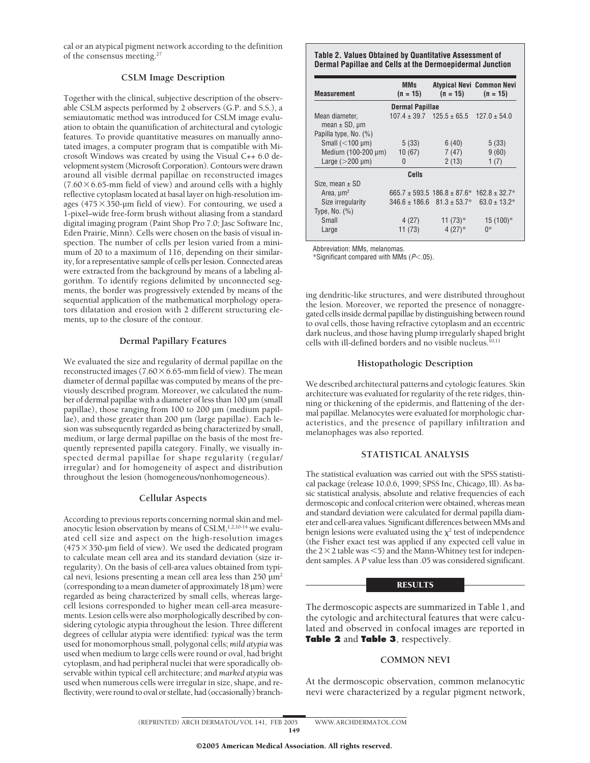cal or an atypical pigment network according to the definition of the consensus meeting.[27]

### CSLM Image Description

Together with the clinical, subjective description of the observable CSLM aspects performed by 2 observers (G.P. and S.S.), a semiautomatic method was introduced for CSLM image evaluation to obtain the quantification of architectural and cytologic features. To provide quantitative measures on manually annotated images, a computer program that is compatible with Microsoft Windows was created by using the Visual C++ 6.0 development system (Microsoft Corporation). Contours were drawn around all visible dermal papillae on reconstructed images (7.60×6.65-mm field of view) and around cells with a highly reflective cytoplasm located at basal layer on high-resolution images (475×350-μm field of view). For contouring, we used a 1-pixel–wide free-form brush without aliasing from a standard digital imaging program (Paint Shop Pro 7.0; Jasc Software Inc, Eden Prairie, Minn). Cells were chosen on the basis of visual inspection. The number of cells per lesion varied from a minimum of 20 to a maximum of 116, depending on their similarity, for a representative sample of cells per lesion. Connected areas were extracted from the background by means of a labeling algorithm. To identify regions delimited by unconnected segments, the border was progressively extended by means of the sequential application of the mathematical morphology operators dilatation and erosion with 2 different structuring elements, up to the closure of the contour.

### Dermal Papillary Features

We evaluated the size and regularity of dermal papillae on the reconstructed images (7.60×6.65-mm field of view). The mean diameter of dermal papillae was computed by means of the previously described program. Moreover, we calculated the number of dermal papillae with a diameter of less than 100 μm (small papillae), those ranging from 100 to 200 μm (medium papillae), and those greater than 200 μm (large papillae). Each lesion was subsequently regarded as being characterized by small, medium, or large dermal papillae on the basis of the most frequently represented papilla category. Finally, we visually inspected dermal papillae for shape regularity (regular/irregular) and for homogeneity of aspect and distribution throughout the lesion (homogeneous/nonhomogeneous).

### Cellular Aspects

According to previous reports concerning normal skin and melanocytic lesion observation by means of CSLM,[1,2,10-14] we evaluated cell size and aspect on the high-resolution images (475×350-μm field of view). We used the dedicated program to calculate mean cell area and its standard deviation (size irregularity). On the basis of cell-area values obtained from typical nevi, lesions presenting a mean cell area less than 250 μm$^2$ (corresponding to a mean diameter of approximately 18 μm) were regarded as being characterized by small cells, whereas large-cell lesions corresponded to higher mean cell-area measurements. Lesion cells were also morphologically described by considering cytologic atypia throughout the lesion. Three different degrees of cellular atypia were identified: *typical* was the term used for monomorphous small, polygonal cells; *mild atypia* was used when medium to large cells were round or oval, had bright cytoplasm, and had peripheral nuclei that were sporadically observable within typical cell architecture; and *marked atypia* was used when numerous cells were irregular in size, shape, and reflectivity, were round to oval or stellate, had (occasionally) branching dendritic-like structures, and were distributed throughout the lesion. Moreover, we reported the presence of nonaggregated cells inside dermal papillae by distinguishing between round to oval cells, those having refractive cytoplasm and an eccentric dark nucleus, and those having plump irregularly shaped bright cells with ill-defined borders and no visible nucleus.[10,11]

**Table 2. Values Obtained by Quantitative Assessment of Dermal Papillae and Cells at the Dermoepidermal Junction**

| Measurement | MMs (n = 15) | Atypical Nevi (n = 15) | Common Nevi (n = 15) |
|---|---|---|---|
| **Dermal Papillae** | | | |
| Mean diameter, mean ± SD, μm | 107.4 ± 39.7 | 125.5 ± 65.5 | 127.0 ± 54.0 |
| Papilla type, No. (%) | | | |
| Small (<100 μm) | 5 (33) | 6 (40) | 5 (33) |
| Medium (100-200 μm) | 10 (67) | 7 (47) | 9 (60) |
| Large (>200 μm) | 0 | 2 (13) | 1 (7) |
| **Cells** | | | |
| Size, mean ± SD | | | |
| Area, μm$^2$ | 665.7 ± 593.5 | 186.8 ± 87.6* | 162.8 ± 32.7* |
| Size irregularity | 346.6 ± 186.6 | 81.3 ± 53.7* | 63.0 ± 13.2* |
| Type, No. (%) | | | |
| Small | 4 (27) | 11 (73)* | 15 (100)* |
| Large | 11 (73) | 4 (27)* | 0* |

Abbreviation: MMs, melanomas.
*Significant compared with MMs ($P<.05$).

### Histopathologic Description

We described architectural patterns and cytologic features. Skin architecture was evaluated for regularity of the rete ridges, thinning or thickening of the epidermis, and flattening of the dermal papillae. Melanocytes were evaluated for morphologic characteristics, and the presence of papillary infiltration and melanophages was also reported.

## STATISTICAL ANALYSIS

The statistical evaluation was carried out with the SPSS statistical package (release 10.0.6, 1999; SPSS Inc, Chicago, Ill). As basic statistical analysis, absolute and relative frequencies of each dermoscopic and confocal criterion were obtained, whereas mean and standard deviation were calculated for dermal papilla diameter and cell-area values. Significant differences between MMs and benign lesions were evaluated using the $\chi^2$ test of independence (the Fisher exact test was applied if any expected cell value in the 2×2 table was <5) and the Mann-Whitney test for independent samples. A *P* value less than .05 was considered significant.

## RESULTS

The dermoscopic aspects are summarized in Table 1, and the cytologic and architectural features that were calculated and observed in confocal images are reported in **Table 2** and **Table 3**, respectively.

## COMMON NEVI

At the dermoscopic observation, common melanocytic nevi were characterized by a regular pigment network,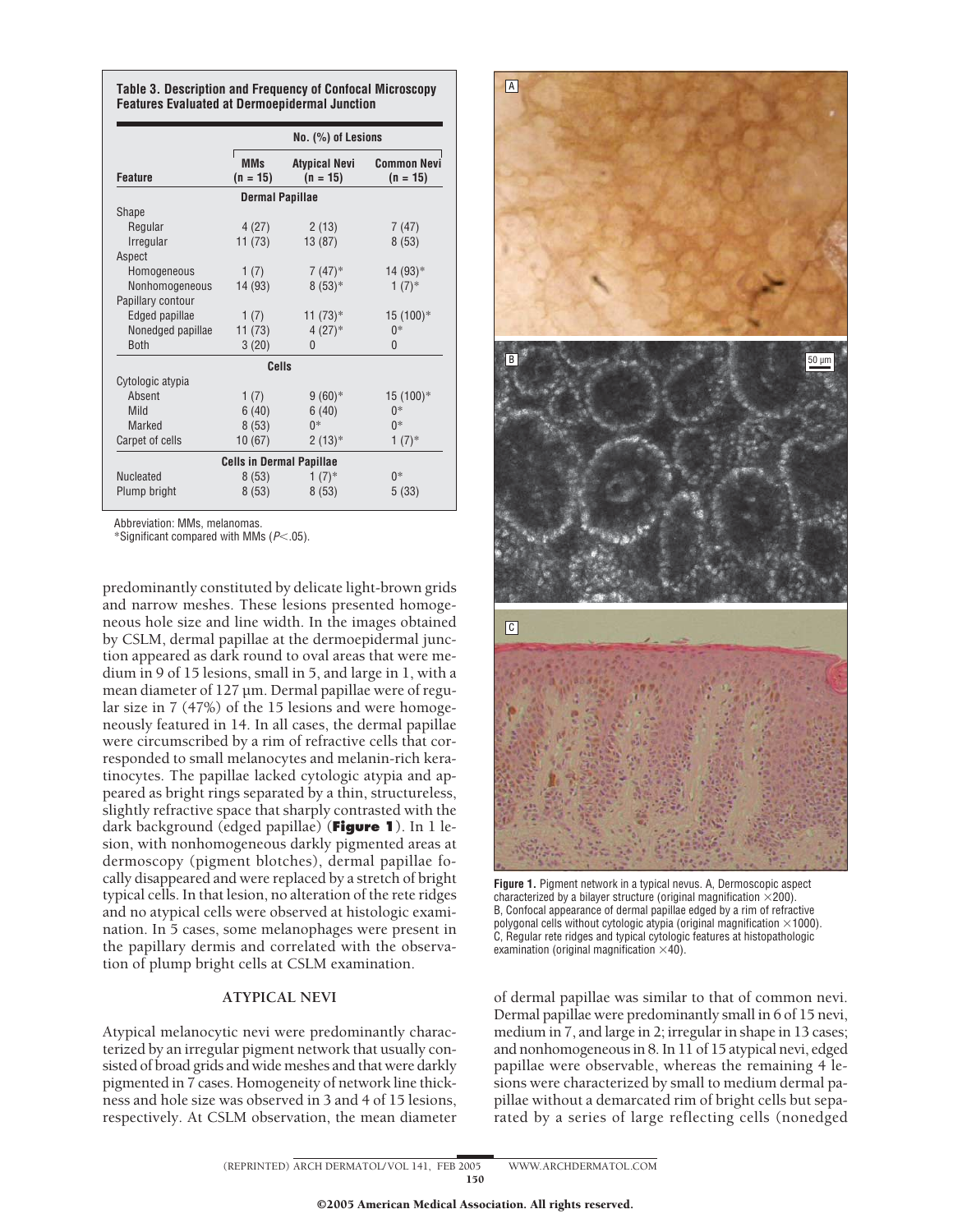**Table 3. Description and Frequency of Confocal Microscopy Features Evaluated at Dermoepidermal Junction**

| Feature | No. (%) of Lesions | | |
|---|---|---|---|
| | MMs (n = 15) | Atypical Nevi (n = 15) | Common Nevi (n = 15) |
| **Dermal Papillae** | | | |
| Shape | | | |
| Regular | 4 (27) | 2 (13) | 7 (47) |
| Irregular | 11 (73) | 13 (87) | 8 (53) |
| Aspect | | | |
| Homogeneous | 1 (7) | 7 (47)* | 14 (93)* |
| Nonhomogeneous | 14 (93) | 8 (53)* | 1 (7)* |
| Papillary contour | | | |
| Edged papillae | 1 (7) | 11 (73)* | 15 (100)* |
| Nonedged papillae | 11 (73) | 4 (27)* | 0* |
| Both | 3 (20) | 0 | 0 |
| **Cells** | | | |
| Cytologic atypia | | | |
| Absent | 1 (7) | 9 (60)* | 15 (100)* |
| Mild | 6 (40) | 6 (40) | 0* |
| Marked | 8 (53) | 0* | 0* |
| Carpet of cells | 10 (67) | 2 (13)* | 1 (7)* |
| **Cells in Dermal Papillae** | | | |
| Nucleated | 8 (53) | 1 (7)* | 0* |
| Plump bright | 8 (53) | 8 (53) | 5 (33) |

Abbreviation: MMs, melanomas.
*Significant compared with MMs ($P<.05$).

predominantly constituted by delicate light-brown grids and narrow meshes. These lesions presented homogeneous hole size and line width. In the images obtained by CSLM, dermal papillae at the dermoepidermal junction appeared as dark round to oval areas that were medium in 9 of 15 lesions, small in 5, and large in 1, with a mean diameter of 127 µm. Dermal papillae were of regular size in 7 (47%) of the 15 lesions and were homogeneously featured in 14. In all cases, the dermal papillae were circumscribed by a rim of refractive cells that corresponded to small melanocytes and melanin-rich keratinocytes. The papillae lacked cytologic atypia and appeared as bright rings separated by a thin, structureless, slightly refractive space that sharply contrasted with the dark background (edged papillae) (**Figure 1**). In 1 lesion, with nonhomogeneous darkly pigmented areas at dermoscopy (pigment blotches), dermal papillae focally disappeared and were replaced by a stretch of bright typical cells. In that lesion, no alteration of the rete ridges and no atypical cells were observed at histologic examination. In 5 cases, some melanophages were present in the papillary dermis and correlated with the observation of plump bright cells at CSLM examination.

## ATYPICAL NEVI

Atypical melanocytic nevi were predominantly characterized by an irregular pigment network that usually consisted of broad grids and wide meshes and that were darkly pigmented in 7 cases. Homogeneity of network line thickness and hole size was observed in 3 and 4 of 15 lesions, respectively. At CSLM observation, the mean diameter of dermal papillae was similar to that of common nevi. Dermal papillae were predominantly small in 6 of 15 nevi, medium in 7, and large in 2; irregular in shape in 13 cases; and nonhomogeneous in 8. In 11 of 15 atypical nevi, edged papillae were observable, whereas the remaining 4 lesions were characterized by small to medium dermal papillae without a demarcated rim of bright cells but separated by a series of large reflecting cells (nonedged

**Figure 1.** Pigment network in a typical nevus. A, Dermoscopic aspect characterized by a bilayer structure (original magnification ×200). B, Confocal appearance of dermal papillae edged by a rim of refractive polygonal cells without cytologic atypia (original magnification ×1000). C, Regular rete ridges and typical cytologic features at histopathologic examination (original magnification ×40).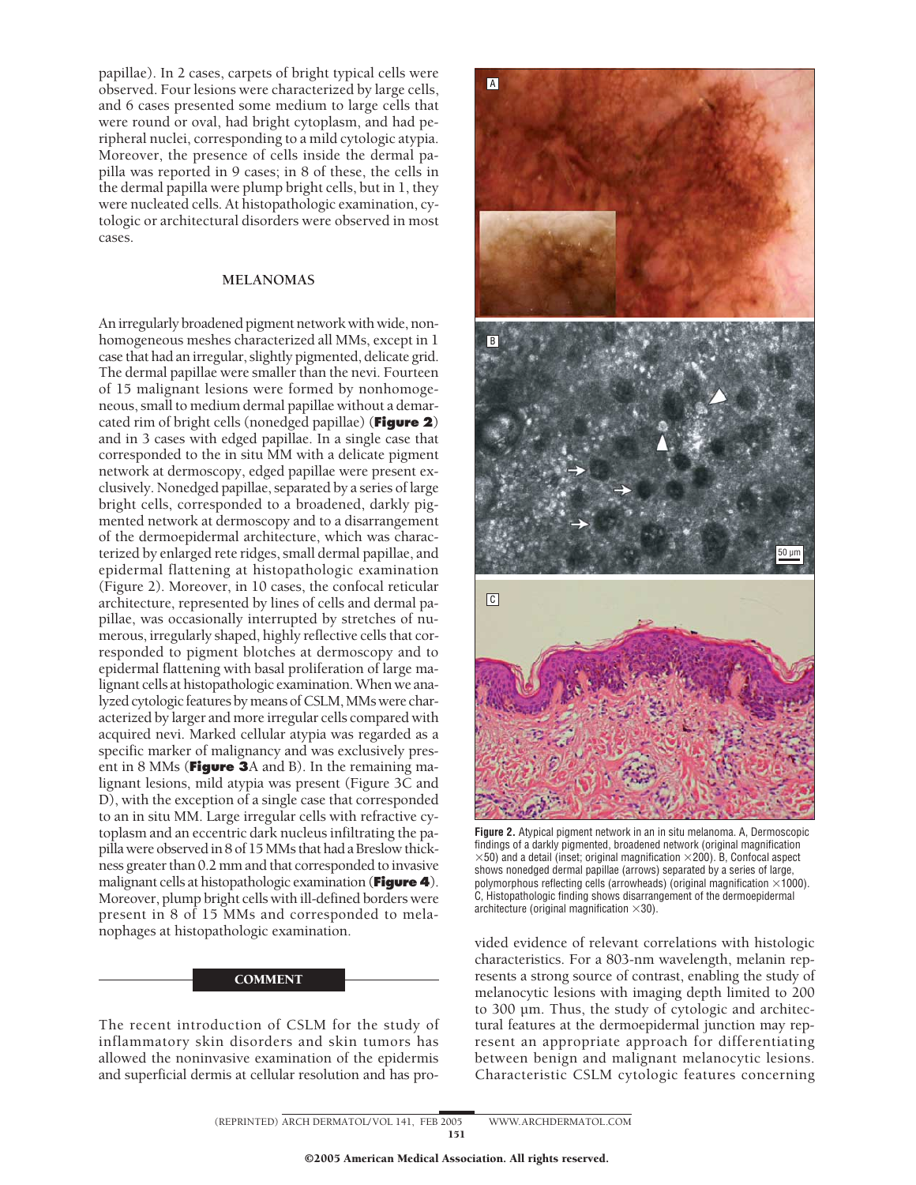papillae). In 2 cases, carpets of bright typical cells were observed. Four lesions were characterized by large cells, and 6 cases presented some medium to large cells that were round or oval, had bright cytoplasm, and had peripheral nuclei, corresponding to a mild cytologic atypia. Moreover, the presence of cells inside the dermal papilla was reported in 9 cases; in 8 of these, the cells in the dermal papilla were plump bright cells, but in 1, they were nucleated cells. At histopathologic examination, cytologic or architectural disorders were observed in most cases.

### MELANOMAS

An irregularly broadened pigment network with wide, nonhomogeneous meshes characterized all MMs, except in 1 case that had an irregular, slightly pigmented, delicate grid. The dermal papillae were smaller than the nevi. Fourteen of 15 malignant lesions were formed by nonhomogeneous, small to medium dermal papillae without a demarcated rim of bright cells (nonedged papillae) (**Figure 2**) and in 3 cases with edged papillae. In a single case that corresponded to the in situ MM with a delicate pigment network at dermoscopy, edged papillae were present exclusively. Nonedged papillae, separated by a series of large bright cells, corresponded to a broadened, darkly pigmented network at dermoscopy and to a disarrangement of the dermoepidermal architecture, which was characterized by enlarged rete ridges, small dermal papillae, and epidermal flattening at histopathologic examination (Figure 2). Moreover, in 10 cases, the confocal reticular architecture, represented by lines of cells and dermal papillae, was occasionally interrupted by stretches of numerous, irregularly shaped, highly reflective cells that corresponded to pigment blotches at dermoscopy and to epidermal flattening with basal proliferation of large malignant cells at histopathologic examination. When we analyzed cytologic features by means of CSLM, MMs were characterized by larger and more irregular cells compared with acquired nevi. Marked cellular atypia was regarded as a specific marker of malignancy and was exclusively present in 8 MMs (**Figure 3**A and B). In the remaining malignant lesions, mild atypia was present (Figure 3C and D), with the exception of a single case that corresponded to an in situ MM. Large irregular cells with refractive cytoplasm and an eccentric dark nucleus infiltrating the papilla were observed in 8 of 15 MMs that had a Breslow thickness greater than 0.2 mm and that corresponded to invasive malignant cells at histopathologic examination (**Figure 4**). Moreover, plump bright cells with ill-defined borders were present in 8 of 15 MMs and corresponded to melanophages at histopathologic examination.

**Figure 2.** Atypical pigment network in an in situ melanoma. A, Dermoscopic findings of a darkly pigmented, broadened network (original magnification ×50) and a detail (inset; original magnification ×200). B, Confocal aspect shows nonedged dermal papillae (arrows) separated by a series of large, polymorphous reflecting cells (arrowheads) (original magnification ×1000). C, Histopathologic finding shows disarrangement of the dermoepidermal architecture (original magnification ×30).

## COMMENT

The recent introduction of CSLM for the study of inflammatory skin disorders and skin tumors has allowed the noninvasive examination of the epidermis and superficial dermis at cellular resolution and has provided evidence of relevant correlations with histologic characteristics. For a 803-nm wavelength, melanin represents a strong source of contrast, enabling the study of melanocytic lesions with imaging depth limited to 200 to 300 µm. Thus, the study of cytologic and architectural features at the dermoepidermal junction may represent an appropriate approach for differentiating between benign and malignant melanocytic lesions. Characteristic CSLM cytologic features concerning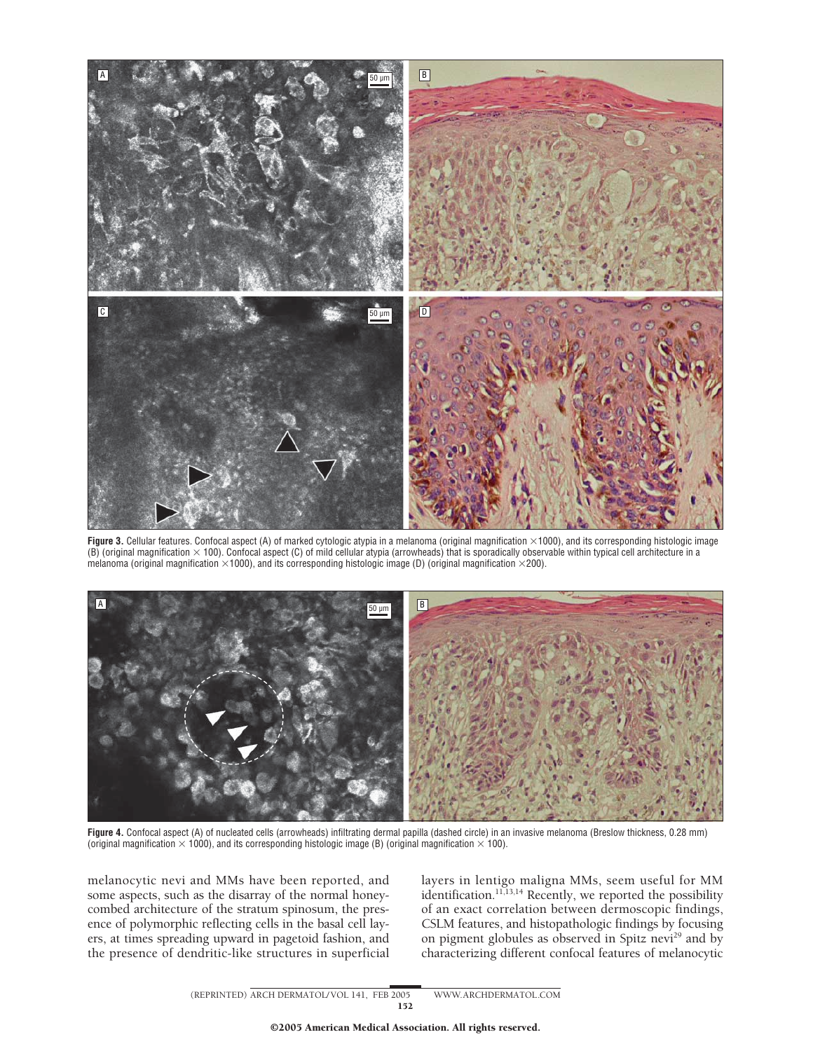**Figure 3.** Cellular features. Confocal aspect (A) of marked cytologic atypia in a melanoma (original magnification ×1000), and its corresponding histologic image (B) (original magnification × 100). Confocal aspect (C) of mild cellular atypia (arrowheads) that is sporadically observable within typical cell architecture in a melanoma (original magnification ×1000), and its corresponding histologic image (D) (original magnification ×200).

**Figure 4.** Confocal aspect (A) of nucleated cells (arrowheads) infiltrating dermal papilla (dashed circle) in an invasive melanoma (Breslow thickness, 0.28 mm) (original magnification × 1000), and its corresponding histologic image (B) (original magnification × 100).

melanocytic nevi and MMs have been reported, and some aspects, such as the disarray of the normal honeycombed architecture of the stratum spinosum, the presence of polymorphic reflecting cells in the basal cell layers, at times spreading upward in pagetoid fashion, and the presence of dendritic-like structures in superficial layers in lentigo maligna MMs, seem useful for MM identification.[11,13,14] Recently, we reported the possibility of an exact correlation between dermoscopic findings, CSLM features, and histopathologic findings by focusing on pigment globules as observed in Spitz nevi[29] and by characterizing different confocal features of melanocytic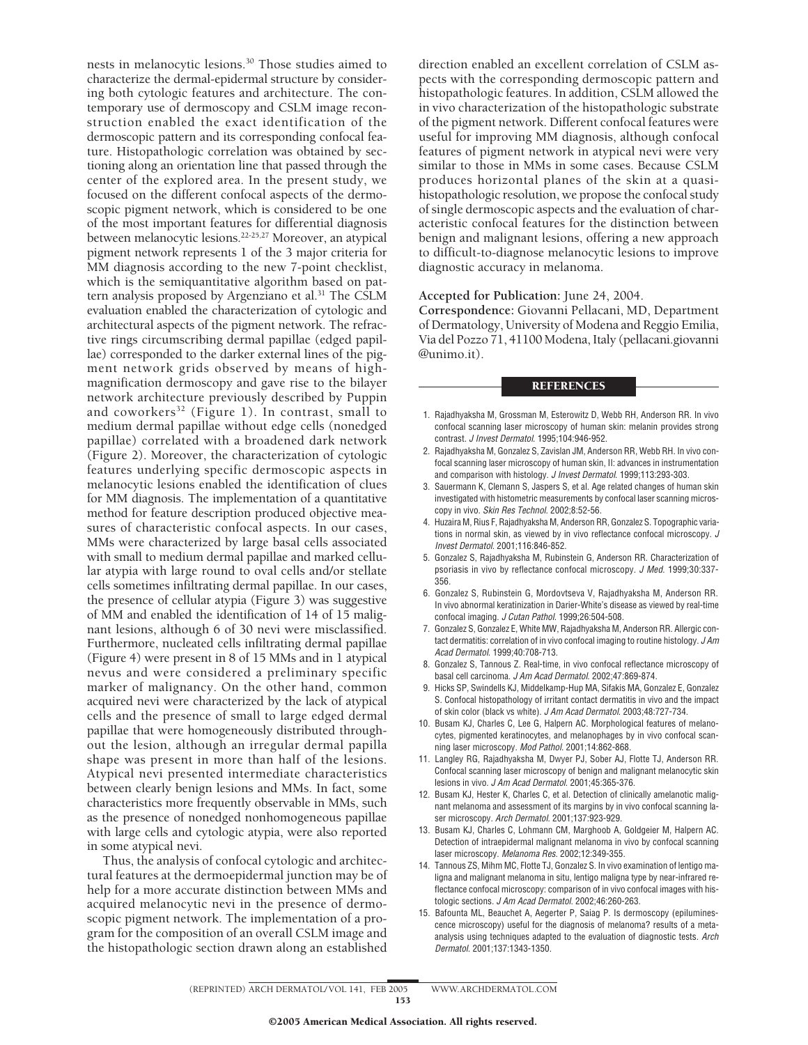nests in melanocytic lesions.[30] Those studies aimed to characterize the dermal-epidermal structure by considering both cytologic features and architecture. The contemporary use of dermoscopy and CSLM image reconstruction enabled the exact identification of the dermoscopic pattern and its corresponding confocal feature. Histopathologic correlation was obtained by sectioning along an orientation line that passed through the center of the explored area. In the present study, we focused on the different confocal aspects of the dermoscopic pigment network, which is considered to be one of the most important features for differential diagnosis between melanocytic lesions.[22-25,27] Moreover, an atypical pigment network represents 1 of the 3 major criteria for MM diagnosis according to the new 7-point checklist, which is the semiquantitative algorithm based on pattern analysis proposed by Argenziano et al.[31] The CSLM evaluation enabled the characterization of cytologic and architectural aspects of the pigment network. The refractive rings circumscribing dermal papillae (edged papillae) corresponded to the darker external lines of the pigment network grids observed by means of high-magnification dermoscopy and gave rise to the bilayer network architecture previously described by Puppin and coworkers[32] (Figure 1). In contrast, small to medium dermal papillae without edge cells (nonedged papillae) correlated with a broadened dark network (Figure 2). Moreover, the characterization of cytologic features underlying specific dermoscopic aspects in melanocytic lesions enabled the identification of clues for MM diagnosis. The implementation of a quantitative method for feature description produced objective measures of characteristic confocal aspects. In our cases, MMs were characterized by large basal cells associated with small to medium dermal papillae and marked cellular atypia with large round to oval cells and/or stellate cells sometimes infiltrating dermal papillae. In our cases, the presence of cellular atypia (Figure 3) was suggestive of MM and enabled the identification of 14 of 15 malignant lesions, although 6 of 30 nevi were misclassified. Furthermore, nucleated cells infiltrating dermal papillae (Figure 4) were present in 8 of 15 MMs and in 1 atypical nevus and were considered a preliminary specific marker of malignancy. On the other hand, common acquired nevi were characterized by the lack of atypical cells and the presence of small to large edged dermal papillae that were homogeneously distributed throughout the lesion, although an irregular dermal papilla shape was present in more than half of the lesions. Atypical nevi presented intermediate characteristics between clearly benign lesions and MMs. In fact, some characteristics more frequently observable in MMs, such as the presence of nonedged nonhomogeneous papillae with large cells and cytologic atypia, were also reported in some atypical nevi.

Thus, the analysis of confocal cytologic and architectural features at the dermoepidermal junction may be of help for a more accurate distinction between MMs and acquired melanocytic nevi in the presence of dermoscopic pigment network. The implementation of a program for the composition of an overall CSLM image and the histopathologic section drawn along an established direction enabled an excellent correlation of CSLM aspects with the corresponding dermoscopic pattern and histopathologic features. In addition, CSLM allowed the in vivo characterization of the histopathologic substrate of the pigment network. Different confocal features were useful for improving MM diagnosis, although confocal features of pigment network in atypical nevi were very similar to those in MMs in some cases. Because CSLM produces horizontal planes of the skin at a quasi-histopathologic resolution, we propose the confocal study of single dermoscopic aspects and the evaluation of characteristic confocal features for the distinction between benign and malignant lesions, offering a new approach to difficult-to-diagnose melanocytic lesions to improve diagnostic accuracy in melanoma.

**Accepted for Publication:** June 24, 2004.

**Correspondence:** Giovanni Pellacani, MD, Department of Dermatology, University of Modena and Reggio Emilia, Via del Pozzo 71, 41100 Modena, Italy (pellacani.giovanni@unimo.it).

## REFERENCES

1. Rajadhyaksha M, Grossman M, Esterowitz D, Webb RH, Anderson RR. In vivo confocal scanning laser microscopy of human skin: melanin provides strong contrast. *J Invest Dermatol.* 1995;104:946-952.
2. Rajadhyaksha M, Gonzalez S, Zavislan JM, Anderson RR, Webb RH. In vivo confocal scanning laser microscopy of human skin, II: advances in instrumentation and comparison with histology. *J Invest Dermatol.* 1999;113:293-303.
3. Sauermann K, Clemann S, Jaspers S, et al. Age related changes of human skin investigated with histometric measurements by confocal laser scanning microscopy in vivo. *Skin Res Technol.* 2002;8:52-56.
4. Huzaira M, Rius F, Rajadhyaksha M, Anderson RR, Gonzalez S. Topographic variations in normal skin, as viewed by in vivo reflectance confocal microscopy. *J Invest Dermatol.* 2001;116:846-852.
5. Gonzalez S, Rajadhyaksha M, Rubinstein G, Anderson RR. Characterization of psoriasis in vivo by reflectance confocal microscopy. *J Med.* 1999;30:337-356.
6. Gonzalez S, Rubinstein G, Mordovtseva V, Rajadhyaksha M, Anderson RR. In vivo abnormal keratinization in Darier-White's disease as viewed by real-time confocal imaging. *J Cutan Pathol.* 1999;26:504-508.
7. Gonzalez S, Gonzalez E, White MW, Rajadhyaksha M, Anderson RR. Allergic contact dermatitis: correlation of in vivo confocal imaging to routine histology. *J Am Acad Dermatol.* 1999;40:708-713.
8. Gonzalez S, Tannous Z. Real-time, in vivo confocal reflectance microscopy of basal cell carcinoma. *J Am Acad Dermatol.* 2002;47:869-874.
9. Hicks SP, Swindells KJ, Middelkamp-Hup MA, Sifakis MA, Gonzalez E, Gonzalez S. Confocal histopathology of irritant contact dermatitis in vivo and the impact of skin color (black vs white). *J Am Acad Dermatol.* 2003;48:727-734.
10. Busam KJ, Charles C, Lee G, Halpern AC. Morphological features of melanocytes, pigmented keratinocytes, and melanophages by in vivo confocal scanning laser microscopy. *Mod Pathol.* 2001;14:862-868.
11. Langley RG, Rajadhyaksha M, Dwyer PJ, Sober AJ, Flotte TJ, Anderson RR. Confocal scanning laser microscopy of benign and malignant melanocytic skin lesions in vivo. *J Am Acad Dermatol.* 2001;45:365-376.
12. Busam KJ, Hester K, Charles C, et al. Detection of clinically amelanotic malignant melanoma and assessment of its margins by in vivo confocal scanning laser microscopy. *Arch Dermatol.* 2001;137:923-929.
13. Busam KJ, Charles C, Lohmann CM, Marghoob A, Goldgeier M, Halpern AC. Detection of intraepidermal malignant melanoma in vivo by confocal scanning laser microscopy. *Melanoma Res.* 2002;12:349-355.
14. Tannous ZS, Mihm MC, Flotte TJ, Gonzalez S. In vivo examination of lentigo maligna and malignant melanoma in situ, lentigo maligna type by near-infrared reflectance confocal microscopy: comparison of in vivo confocal images with histologic sections. *J Am Acad Dermatol.* 2002;46:260-263.
15. Bafounta ML, Beauchet A, Aegerter P, Saiag P. Is dermoscopy (epiluminescence microscopy) useful for the diagnosis of melanoma? results of a meta-analysis using techniques adapted to the evaluation of diagnostic tests. *Arch Dermatol.* 2001;137:1343-1350.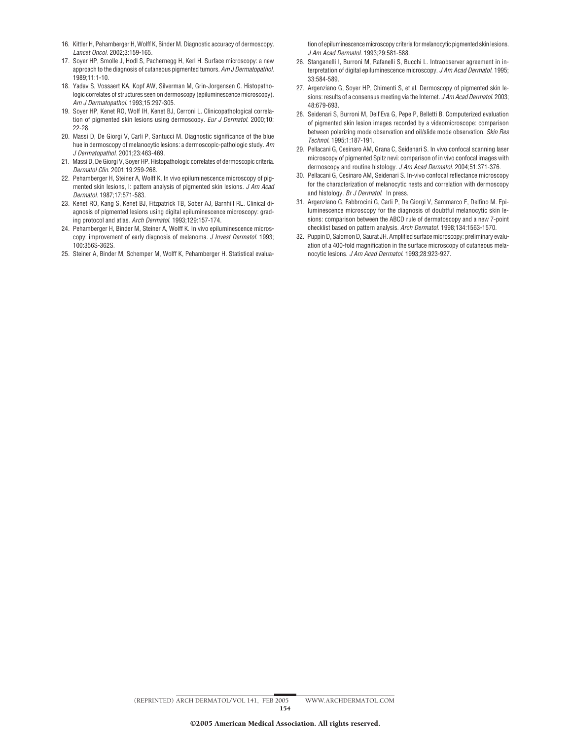16. Kittler H, Pehamberger H, Wolff K, Binder M. Diagnostic accuracy of dermoscopy. *Lancet Oncol.* 2002;3:159-165.
17. Soyer HP, Smolle J, Hodl S, Pachernegg H, Kerl H. Surface microscopy: a new approach to the diagnosis of cutaneous pigmented tumors. *Am J Dermatopathol.* 1989;11:1-10.
18. Yadav S, Vossaert KA, Kopf AW, Silverman M, Grin-Jorgensen C. Histopathologic correlates of structures seen on dermoscopy (epiluminescence microscopy). *Am J Dermatopathol.* 1993;15:297-305.
19. Soyer HP, Kenet RO, Wolf IH, Kenet BJ, Cerroni L. Clinicopathological correlation of pigmented skin lesions using dermoscopy. *Eur J Dermatol.* 2000;10:22-28.
20. Massi D, De Giorgi V, Carli P, Santucci M. Diagnostic significance of the blue hue in dermoscopy of melanocytic lesions: a dermoscopic-pathologic study. *Am J Dermatopathol.* 2001;23:463-469.
21. Massi D, De Giorgi V, Soyer HP. Histopathologic correlates of dermoscopic criteria. *Dermatol Clin.* 2001;19:259-268.
22. Pehamberger H, Steiner A, Wolff K. In vivo epiluminescence microscopy of pigmented skin lesions, I: pattern analysis of pigmented skin lesions. *J Am Acad Dermatol.* 1987;17:571-583.
23. Kenet RO, Kang S, Kenet BJ, Fitzpatrick TB, Sober AJ, Barnhill RL. Clinical diagnosis of pigmented lesions using digital epiluminescence microscopy: grading protocol and atlas. *Arch Dermatol.* 1993;129:157-174.
24. Pehamberger H, Binder M, Steiner A, Wolff K. In vivo epiluminescence microscopy: improvement of early diagnosis of melanoma. *J Invest Dermatol.* 1993;100:356S-362S.
25. Steiner A, Binder M, Schemper M, Wolff K, Pehamberger H. Statistical evaluation of epiluminescence microscopy criteria for melanocytic pigmented skin lesions. *J Am Acad Dermatol.* 1993;29:581-588.
26. Stanganelli I, Burroni M, Rafanelli S, Bucchi L. Intraobserver agreement in interpretation of digital epiluminescence microscopy. *J Am Acad Dermatol.* 1995;33:584-589.
27. Argenziano G, Soyer HP, Chimenti S, et al. Dermoscopy of pigmented skin lesions: results of a consensus meeting via the Internet. *J Am Acad Dermatol.* 2003;48:679-693.
28. Seidenari S, Burroni M, Dell'Eva G, Pepe P, Belletti B. Computerized evaluation of pigmented skin lesion images recorded by a videomicroscope: comparison between polarizing mode observation and oil/slide mode observation. *Skin Res Technol.* 1995;1:187-191.
29. Pellacani G, Cesinaro AM, Grana C, Seidenari S. In vivo confocal scanning laser microscopy of pigmented Spitz nevi: comparison of in vivo confocal images with dermoscopy and routine histology. *J Am Acad Dermatol.* 2004;51:371-376.
30. Pellacani G, Cesinaro AM, Seidenari S. In-vivo confocal reflectance microscopy for the characterization of melanocytic nests and correlation with dermoscopy and histology. *Br J Dermatol.* In press.
31. Argenziano G, Fabbrocini G, Carli P, De Giorgi V, Sammarco E, Delfino M. Epiluminescence microscopy for the diagnosis of doubtful melanocytic skin lesions: comparison between the ABCD rule of dermatoscopy and a new 7-point checklist based on pattern analysis. *Arch Dermatol.* 1998;134:1563-1570.
32. Puppin D, Salomon D, Saurat JH. Amplified surface microscopy: preliminary evaluation of a 400-fold magnification in the surface microscopy of cutaneous melanocytic lesions. *J Am Acad Dermatol.* 1993;28:923-927.

©2005 American Medical Association. All rights reserved.